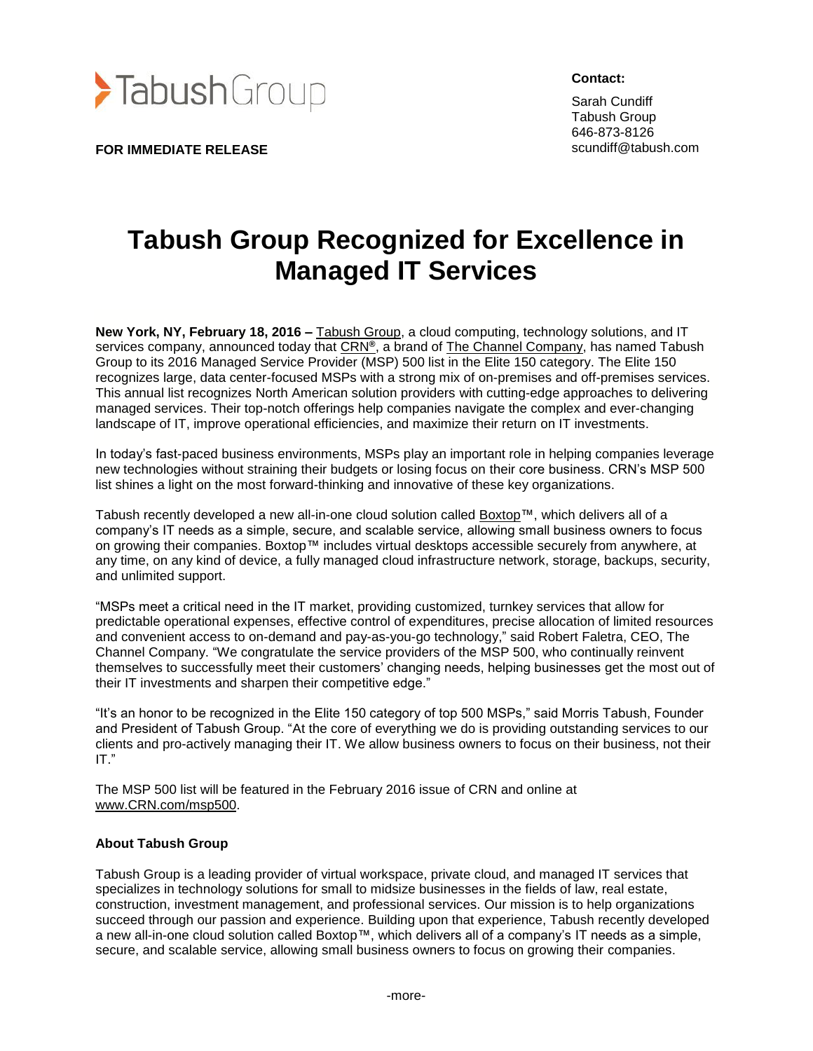Tabush Group

**FOR IMMEDIATE RELEASE**

**Contact:**

Sarah Cundiff
Tabush Group
646-873-8126
scundiff@tabush.com

# Tabush Group Recognized for Excellence in Managed IT Services

**New York, NY, February 18, 2016 –** Tabush Group, a cloud computing, technology solutions, and IT services company, announced today that CRN®, a brand of The Channel Company, has named Tabush Group to its 2016 Managed Service Provider (MSP) 500 list in the Elite 150 category. The Elite 150 recognizes large, data center-focused MSPs with a strong mix of on-premises and off-premises services. This annual list recognizes North American solution providers with cutting-edge approaches to delivering managed services. Their top-notch offerings help companies navigate the complex and ever-changing landscape of IT, improve operational efficiencies, and maximize their return on IT investments.

In today's fast-paced business environments, MSPs play an important role in helping companies leverage new technologies without straining their budgets or losing focus on their core business. CRN's MSP 500 list shines a light on the most forward-thinking and innovative of these key organizations.

Tabush recently developed a new all-in-one cloud solution called Boxtop™, which delivers all of a company's IT needs as a simple, secure, and scalable service, allowing small business owners to focus on growing their companies. Boxtop™ includes virtual desktops accessible securely from anywhere, at any time, on any kind of device, a fully managed cloud infrastructure network, storage, backups, security, and unlimited support.

"MSPs meet a critical need in the IT market, providing customized, turnkey services that allow for predictable operational expenses, effective control of expenditures, precise allocation of limited resources and convenient access to on-demand and pay-as-you-go technology," said Robert Faletra, CEO, The Channel Company. "We congratulate the service providers of the MSP 500, who continually reinvent themselves to successfully meet their customers' changing needs, helping businesses get the most out of their IT investments and sharpen their competitive edge."

"It's an honor to be recognized in the Elite 150 category of top 500 MSPs," said Morris Tabush, Founder and President of Tabush Group. "At the core of everything we do is providing outstanding services to our clients and pro-actively managing their IT. We allow business owners to focus on their business, not their IT."

The MSP 500 list will be featured in the February 2016 issue of CRN and online at www.CRN.com/msp500.

**About Tabush Group**

Tabush Group is a leading provider of virtual workspace, private cloud, and managed IT services that specializes in technology solutions for small to midsize businesses in the fields of law, real estate, construction, investment management, and professional services. Our mission is to help organizations succeed through our passion and experience. Building upon that experience, Tabush recently developed a new all-in-one cloud solution called Boxtop™, which delivers all of a company's IT needs as a simple, secure, and scalable service, allowing small business owners to focus on growing their companies.

-more-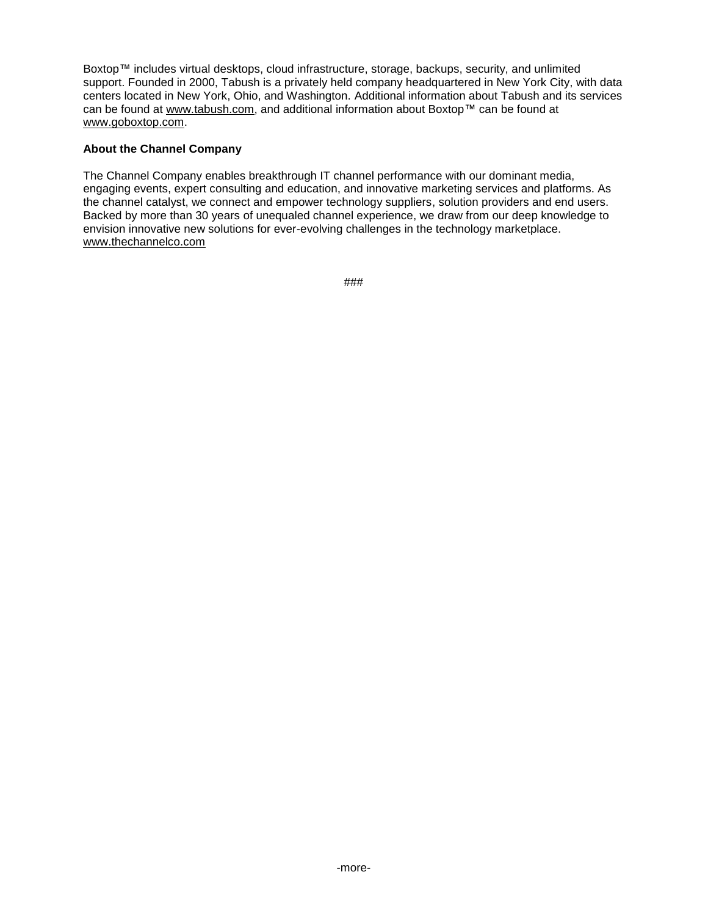Boxtop™ includes virtual desktops, cloud infrastructure, storage, backups, security, and unlimited support. Founded in 2000, Tabush is a privately held company headquartered in New York City, with data centers located in New York, Ohio, and Washington. Additional information about Tabush and its services can be found at www.tabush.com, and additional information about Boxtop™ can be found at www.goboxtop.com.

**About the Channel Company**

The Channel Company enables breakthrough IT channel performance with our dominant media, engaging events, expert consulting and education, and innovative marketing services and platforms. As the channel catalyst, we connect and empower technology suppliers, solution providers and end users. Backed by more than 30 years of unequaled channel experience, we draw from our deep knowledge to envision innovative new solutions for ever-evolving challenges in the technology marketplace. www.thechannelco.com

###

-more-